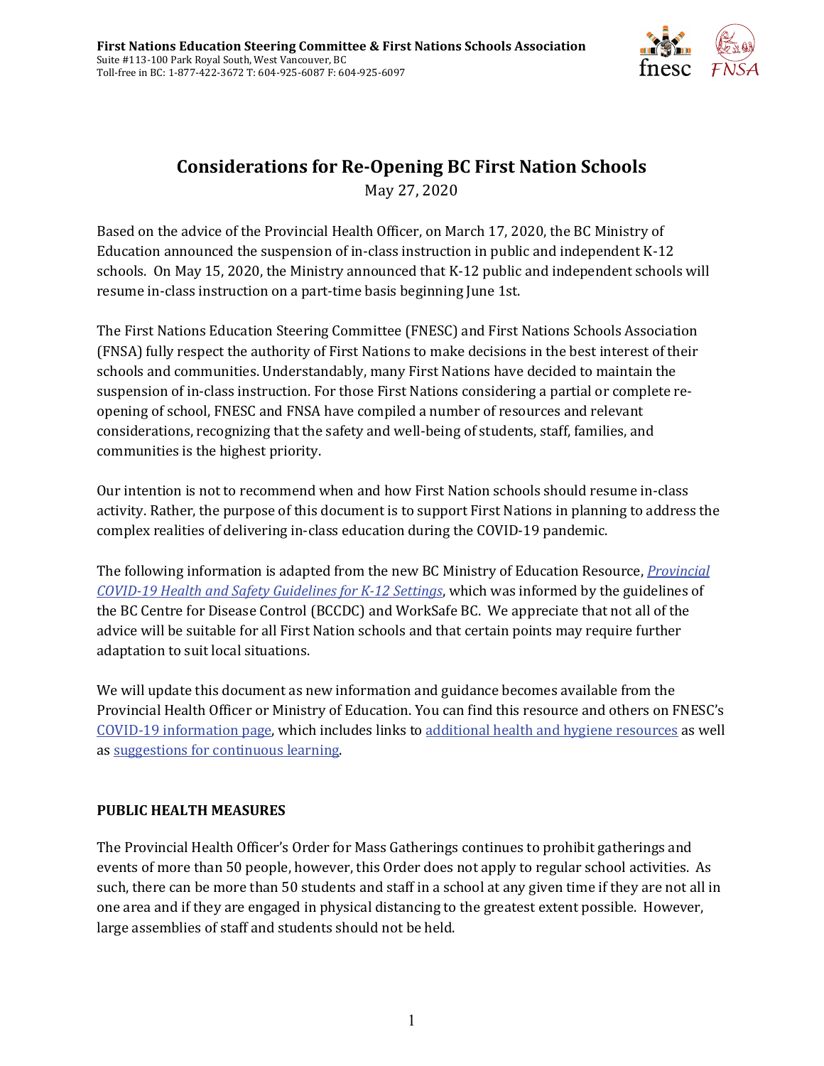**First Nations Education Steering Committee & First Nations Schools Association**
Suite #113-100 Park Royal South, West Vancouver, BC
Toll-free in BC: 1-877-422-3672 T: 604-925-6087 F: 604-925-6097

# Considerations for Re-Opening BC First Nation Schools

May 27, 2020

Based on the advice of the Provincial Health Officer, on March 17, 2020, the BC Ministry of Education announced the suspension of in-class instruction in public and independent K-12 schools. On May 15, 2020, the Ministry announced that K-12 public and independent schools will resume in-class instruction on a part-time basis beginning June 1st.

The First Nations Education Steering Committee (FNESC) and First Nations Schools Association (FNSA) fully respect the authority of First Nations to make decisions in the best interest of their schools and communities. Understandably, many First Nations have decided to maintain the suspension of in-class instruction. For those First Nations considering a partial or complete re-opening of school, FNESC and FNSA have compiled a number of resources and relevant considerations, recognizing that the safety and well-being of students, staff, families, and communities is the highest priority.

Our intention is not to recommend when and how First Nation schools should resume in-class activity. Rather, the purpose of this document is to support First Nations in planning to address the complex realities of delivering in-class education during the COVID-19 pandemic.

The following information is adapted from the new BC Ministry of Education Resource, *Provincial COVID-19 Health and Safety Guidelines for K-12 Settings*, which was informed by the guidelines of the BC Centre for Disease Control (BCCDC) and WorkSafe BC. We appreciate that not all of the advice will be suitable for all First Nation schools and that certain points may require further adaptation to suit local situations.

We will update this document as new information and guidance becomes available from the Provincial Health Officer or Ministry of Education. You can find this resource and others on FNESC's COVID-19 information page, which includes links to additional health and hygiene resources as well as suggestions for continuous learning.

## PUBLIC HEALTH MEASURES

The Provincial Health Officer's Order for Mass Gatherings continues to prohibit gatherings and events of more than 50 people, however, this Order does not apply to regular school activities. As such, there can be more than 50 students and staff in a school at any given time if they are not all in one area and if they are engaged in physical distancing to the greatest extent possible. However, large assemblies of staff and students should not be held.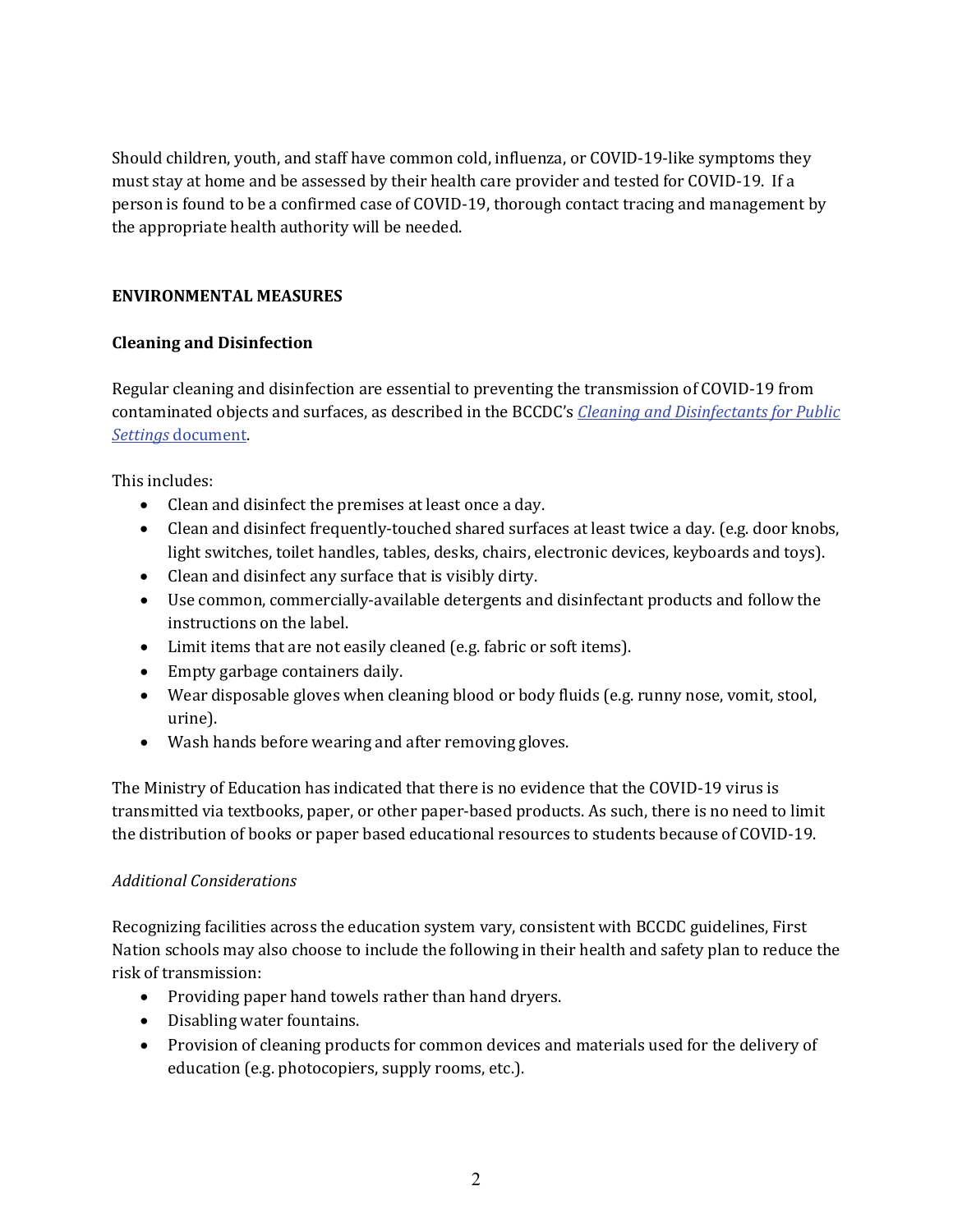Should children, youth, and staff have common cold, influenza, or COVID-19-like symptoms they must stay at home and be assessed by their health care provider and tested for COVID-19. If a person is found to be a confirmed case of COVID-19, thorough contact tracing and management by the appropriate health authority will be needed.

## ENVIRONMENTAL MEASURES

### Cleaning and Disinfection

Regular cleaning and disinfection are essential to preventing the transmission of COVID-19 from contaminated objects and surfaces, as described in the BCCDC's *Cleaning and Disinfectants for Public Settings* document.

This includes:

- Clean and disinfect the premises at least once a day.
- Clean and disinfect frequently-touched shared surfaces at least twice a day. (e.g. door knobs, light switches, toilet handles, tables, desks, chairs, electronic devices, keyboards and toys).
- Clean and disinfect any surface that is visibly dirty.
- Use common, commercially-available detergents and disinfectant products and follow the instructions on the label.
- Limit items that are not easily cleaned (e.g. fabric or soft items).
- Empty garbage containers daily.
- Wear disposable gloves when cleaning blood or body fluids (e.g. runny nose, vomit, stool, urine).
- Wash hands before wearing and after removing gloves.

The Ministry of Education has indicated that there is no evidence that the COVID-19 virus is transmitted via textbooks, paper, or other paper-based products. As such, there is no need to limit the distribution of books or paper based educational resources to students because of COVID-19.

*Additional Considerations*

Recognizing facilities across the education system vary, consistent with BCCDC guidelines, First Nation schools may also choose to include the following in their health and safety plan to reduce the risk of transmission:

- Providing paper hand towels rather than hand dryers.
- Disabling water fountains.
- Provision of cleaning products for common devices and materials used for the delivery of education (e.g. photocopiers, supply rooms, etc.).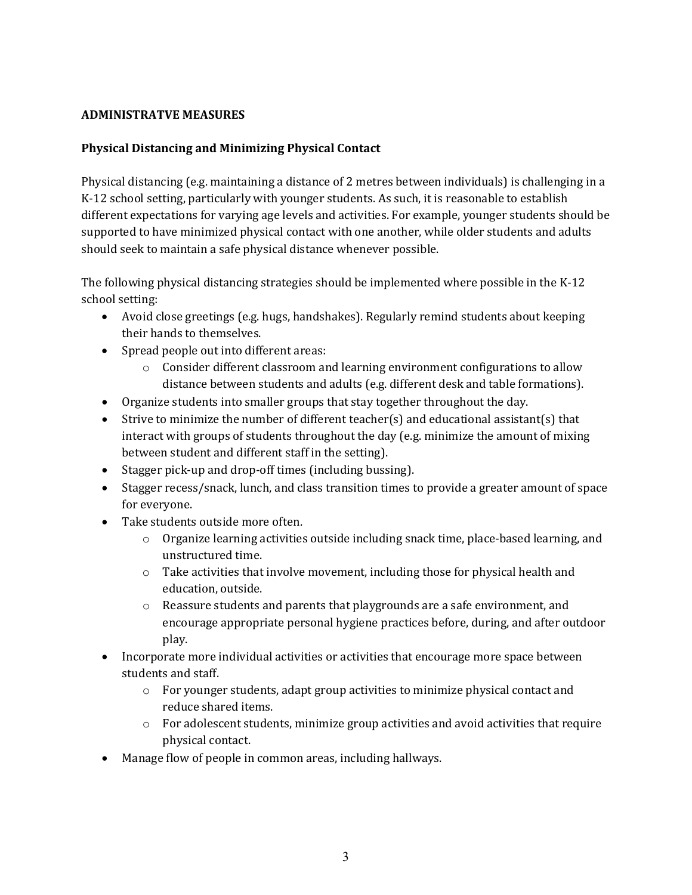## ADMINISTRATVE MEASURES

### Physical Distancing and Minimizing Physical Contact

Physical distancing (e.g. maintaining a distance of 2 metres between individuals) is challenging in a K-12 school setting, particularly with younger students. As such, it is reasonable to establish different expectations for varying age levels and activities. For example, younger students should be supported to have minimized physical contact with one another, while older students and adults should seek to maintain a safe physical distance whenever possible.

The following physical distancing strategies should be implemented where possible in the K-12 school setting:

- Avoid close greetings (e.g. hugs, handshakes). Regularly remind students about keeping their hands to themselves.
- Spread people out into different areas:
  - Consider different classroom and learning environment configurations to allow distance between students and adults (e.g. different desk and table formations).
- Organize students into smaller groups that stay together throughout the day.
- Strive to minimize the number of different teacher(s) and educational assistant(s) that interact with groups of students throughout the day (e.g. minimize the amount of mixing between student and different staff in the setting).
- Stagger pick-up and drop-off times (including bussing).
- Stagger recess/snack, lunch, and class transition times to provide a greater amount of space for everyone.
- Take students outside more often.
  - Organize learning activities outside including snack time, place-based learning, and unstructured time.
  - Take activities that involve movement, including those for physical health and education, outside.
  - Reassure students and parents that playgrounds are a safe environment, and encourage appropriate personal hygiene practices before, during, and after outdoor play.
- Incorporate more individual activities or activities that encourage more space between students and staff.
  - For younger students, adapt group activities to minimize physical contact and reduce shared items.
  - For adolescent students, minimize group activities and avoid activities that require physical contact.
- Manage flow of people in common areas, including hallways.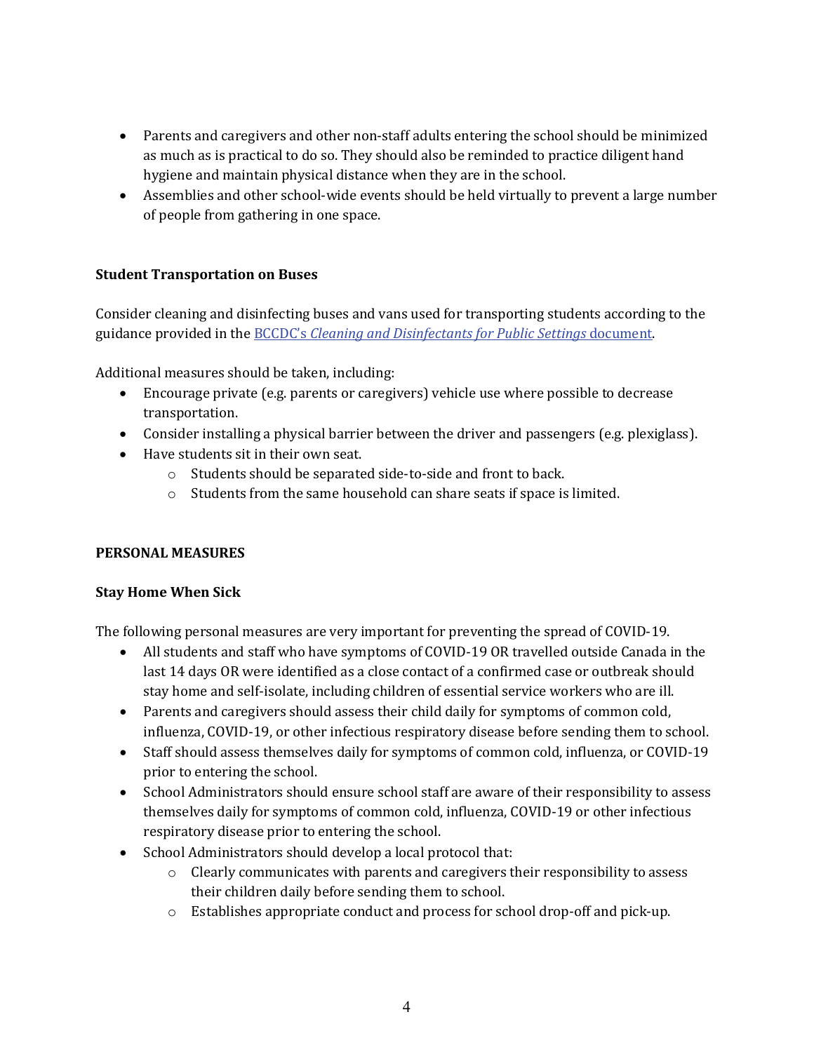- Parents and caregivers and other non-staff adults entering the school should be minimized as much as is practical to do so. They should also be reminded to practice diligent hand hygiene and maintain physical distance when they are in the school.
- Assemblies and other school-wide events should be held virtually to prevent a large number of people from gathering in one space.

**Student Transportation on Buses**

Consider cleaning and disinfecting buses and vans used for transporting students according to the guidance provided in the BCCDC's *Cleaning and Disinfectants for Public Settings* document.

Additional measures should be taken, including:

- Encourage private (e.g. parents or caregivers) vehicle use where possible to decrease transportation.
- Consider installing a physical barrier between the driver and passengers (e.g. plexiglass).
- Have students sit in their own seat.
    - Students should be separated side-to-side and front to back.
    - Students from the same household can share seats if space is limited.

**PERSONAL MEASURES**

**Stay Home When Sick**

The following personal measures are very important for preventing the spread of COVID-19.

- All students and staff who have symptoms of COVID-19 OR travelled outside Canada in the last 14 days OR were identified as a close contact of a confirmed case or outbreak should stay home and self-isolate, including children of essential service workers who are ill.
- Parents and caregivers should assess their child daily for symptoms of common cold, influenza, COVID-19, or other infectious respiratory disease before sending them to school.
- Staff should assess themselves daily for symptoms of common cold, influenza, or COVID-19 prior to entering the school.
- School Administrators should ensure school staff are aware of their responsibility to assess themselves daily for symptoms of common cold, influenza, COVID-19 or other infectious respiratory disease prior to entering the school.
- School Administrators should develop a local protocol that:
    - Clearly communicates with parents and caregivers their responsibility to assess their children daily before sending them to school.
    - Establishes appropriate conduct and process for school drop-off and pick-up.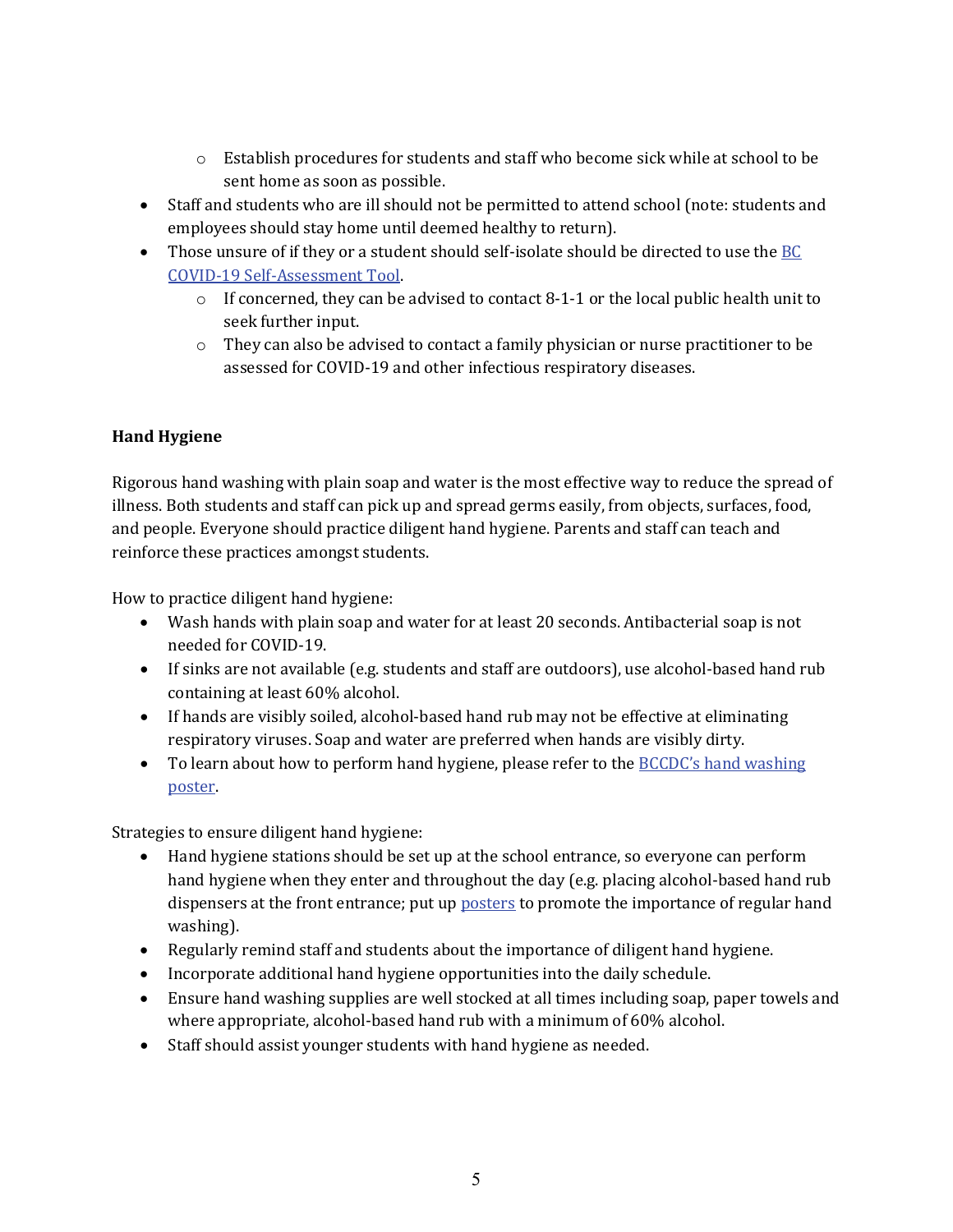- Establish procedures for students and staff who become sick while at school to be sent home as soon as possible.
- Staff and students who are ill should not be permitted to attend school (note: students and employees should stay home until deemed healthy to return).
- Those unsure of if they or a student should self-isolate should be directed to use the [BC COVID-19 Self-Assessment Tool](#).
    - If concerned, they can be advised to contact 8-1-1 or the local public health unit to seek further input.
    - They can also be advised to contact a family physician or nurse practitioner to be assessed for COVID-19 and other infectious respiratory diseases.

**Hand Hygiene**

Rigorous hand washing with plain soap and water is the most effective way to reduce the spread of illness. Both students and staff can pick up and spread germs easily, from objects, surfaces, food, and people. Everyone should practice diligent hand hygiene. Parents and staff can teach and reinforce these practices amongst students.

How to practice diligent hand hygiene:

- Wash hands with plain soap and water for at least 20 seconds. Antibacterial soap is not needed for COVID-19.
- If sinks are not available (e.g. students and staff are outdoors), use alcohol-based hand rub containing at least 60% alcohol.
- If hands are visibly soiled, alcohol-based hand rub may not be effective at eliminating respiratory viruses. Soap and water are preferred when hands are visibly dirty.
- To learn about how to perform hand hygiene, please refer to the [BCCDC's hand washing poster](#).

Strategies to ensure diligent hand hygiene:

- Hand hygiene stations should be set up at the school entrance, so everyone can perform hand hygiene when they enter and throughout the day (e.g. placing alcohol-based hand rub dispensers at the front entrance; put up [posters](#) to promote the importance of regular hand washing).
- Regularly remind staff and students about the importance of diligent hand hygiene.
- Incorporate additional hand hygiene opportunities into the daily schedule.
- Ensure hand washing supplies are well stocked at all times including soap, paper towels and where appropriate, alcohol-based hand rub with a minimum of 60% alcohol.
- Staff should assist younger students with hand hygiene as needed.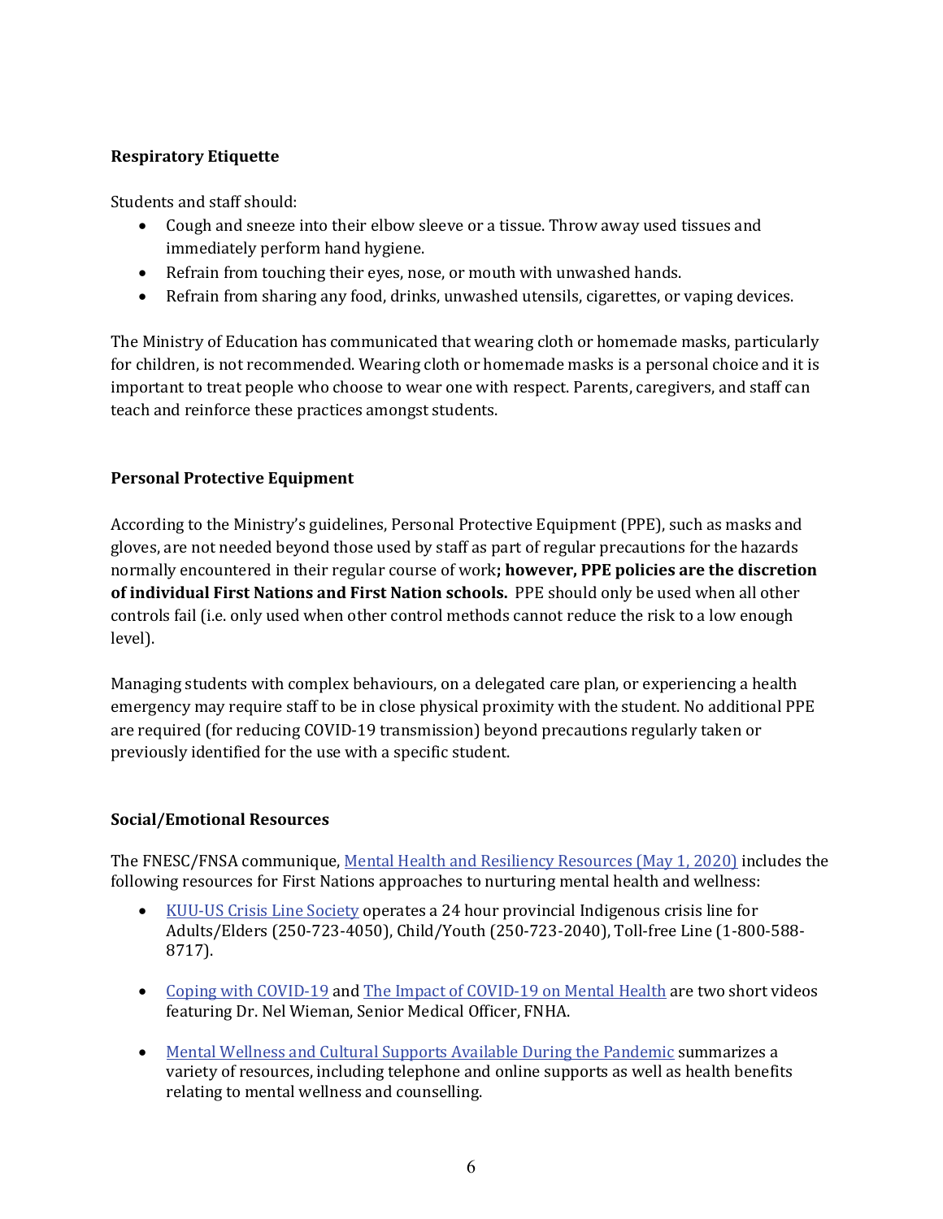**Respiratory Etiquette**

Students and staff should:

- Cough and sneeze into their elbow sleeve or a tissue. Throw away used tissues and immediately perform hand hygiene.
- Refrain from touching their eyes, nose, or mouth with unwashed hands.
- Refrain from sharing any food, drinks, unwashed utensils, cigarettes, or vaping devices.

The Ministry of Education has communicated that wearing cloth or homemade masks, particularly for children, is not recommended. Wearing cloth or homemade masks is a personal choice and it is important to treat people who choose to wear one with respect. Parents, caregivers, and staff can teach and reinforce these practices amongst students.

**Personal Protective Equipment**

According to the Ministry's guidelines, Personal Protective Equipment (PPE), such as masks and gloves, are not needed beyond those used by staff as part of regular precautions for the hazards normally encountered in their regular course of work**; however, PPE policies are the discretion of individual First Nations and First Nation schools.** PPE should only be used when all other controls fail (i.e. only used when other control methods cannot reduce the risk to a low enough level).

Managing students with complex behaviours, on a delegated care plan, or experiencing a health emergency may require staff to be in close physical proximity with the student. No additional PPE are required (for reducing COVID-19 transmission) beyond precautions regularly taken or previously identified for the use with a specific student.

**Social/Emotional Resources**

The FNESC/FNSA communique, Mental Health and Resiliency Resources (May 1, 2020) includes the following resources for First Nations approaches to nurturing mental health and wellness:

- KUU-US Crisis Line Society operates a 24 hour provincial Indigenous crisis line for Adults/Elders (250-723-4050), Child/Youth (250-723-2040), Toll-free Line (1-800-588-8717).

- Coping with COVID-19 and The Impact of COVID-19 on Mental Health are two short videos featuring Dr. Nel Wieman, Senior Medical Officer, FNHA.

- Mental Wellness and Cultural Supports Available During the Pandemic summarizes a variety of resources, including telephone and online supports as well as health benefits relating to mental wellness and counselling.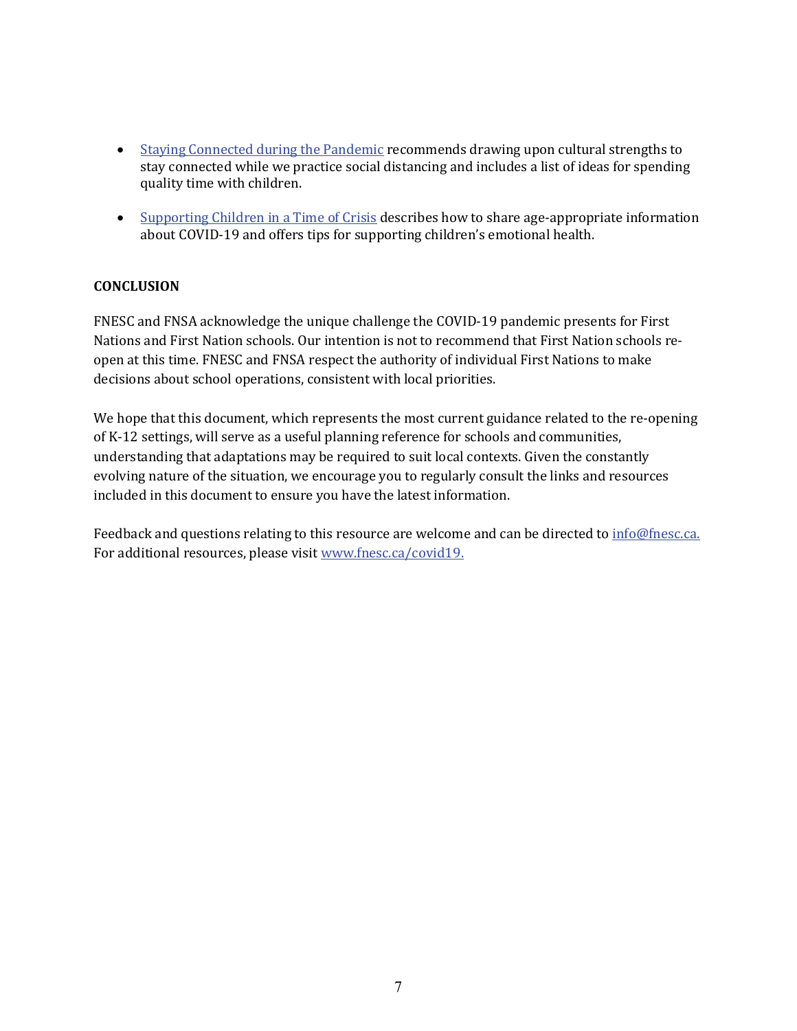- Staying Connected during the Pandemic recommends drawing upon cultural strengths to stay connected while we practice social distancing and includes a list of ideas for spending quality time with children.

- Supporting Children in a Time of Crisis describes how to share age-appropriate information about COVID-19 and offers tips for supporting children's emotional health.

## CONCLUSION

FNESC and FNSA acknowledge the unique challenge the COVID-19 pandemic presents for First Nations and First Nation schools. Our intention is not to recommend that First Nation schools re-open at this time. FNESC and FNSA respect the authority of individual First Nations to make decisions about school operations, consistent with local priorities.

We hope that this document, which represents the most current guidance related to the re-opening of K-12 settings, will serve as a useful planning reference for schools and communities, understanding that adaptations may be required to suit local contexts. Given the constantly evolving nature of the situation, we encourage you to regularly consult the links and resources included in this document to ensure you have the latest information.

Feedback and questions relating to this resource are welcome and can be directed to info@fnesc.ca. For additional resources, please visit www.fnesc.ca/covid19.